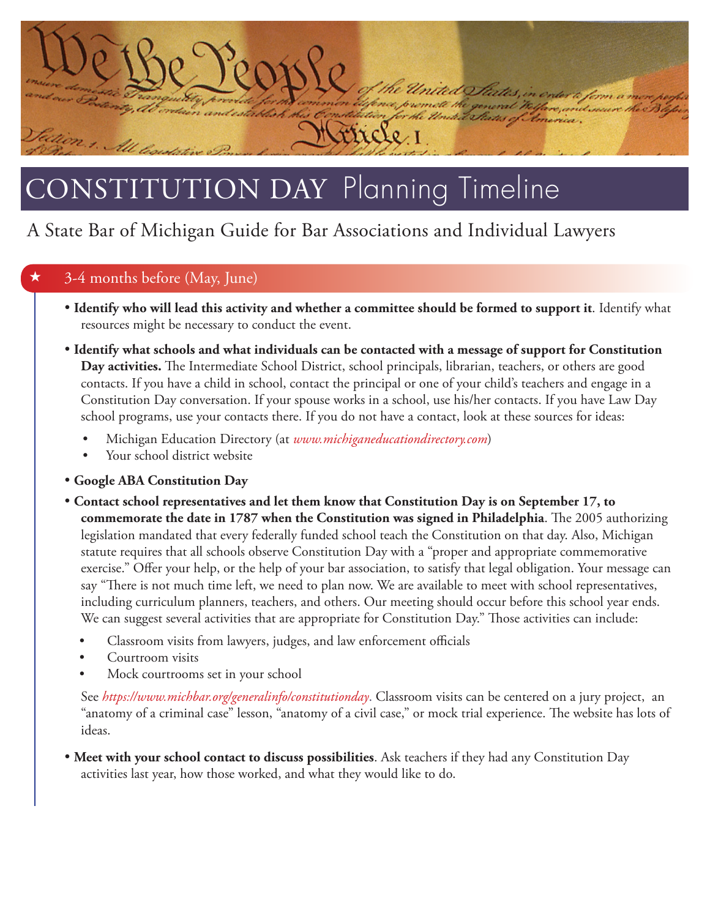# CONSTITUTION DAY Planning Timeline

## A State Bar of Michigan Guide for Bar Associations and Individual Lawyers

### ★ 3-4 months before (May, June)

- **Identify who will lead this activity and whether a committee should be formed to support it**. Identify what resources might be necessary to conduct the event.
- **Identify what schools and what individuals can be contacted with a message of support for Constitution Day activities.** The Intermediate School District, school principals, librarian, teachers, or others are good contacts. If you have a child in school, contact the principal or one of your child's teachers and engage in a Constitution Day conversation. If your spouse works in a school, use his/her contacts. If you have Law Day school programs, use your contacts there. If you do not have a contact, look at these sources for ideas:
    - Michigan Education Directory (at *www.michiganeducationdirectory.com*)
    - Your school district website
- **Google ABA Constitution Day**
- **Contact school representatives and let them know that Constitution Day is on September 17, to commemorate the date in 1787 when the Constitution was signed in Philadelphia**. The 2005 authorizing legislation mandated that every federally funded school teach the Constitution on that day. Also, Michigan statute requires that all schools observe Constitution Day with a "proper and appropriate commemorative exercise." Offer your help, or the help of your bar association, to satisfy that legal obligation. Your message can say "There is not much time left, we need to plan now. We are available to meet with school representatives, including curriculum planners, teachers, and others. Our meeting should occur before this school year ends. We can suggest several activities that are appropriate for Constitution Day." Those activities can include:
    - Classroom visits from lawyers, judges, and law enforcement officials
    - Courtroom visits
    - Mock courtrooms set in your school

  See *https://www.michbar.org/generalinfo/constitutionday*. Classroom visits can be centered on a jury project, an "anatomy of a criminal case" lesson, "anatomy of a civil case," or mock trial experience. The website has lots of ideas.
- **Meet with your school contact to discuss possibilities**. Ask teachers if they had any Constitution Day activities last year, how those worked, and what they would like to do.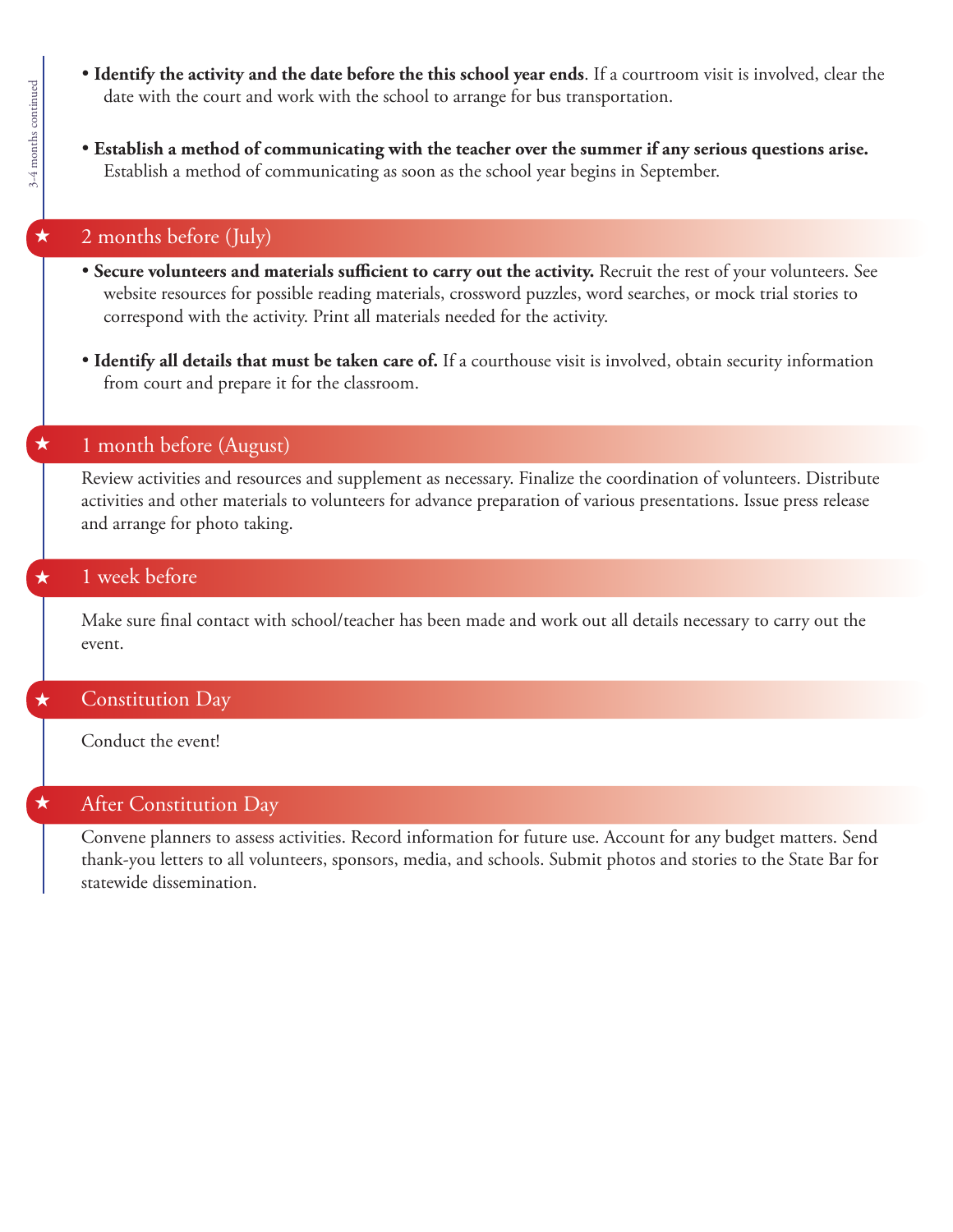- **Identify the activity and the date before the this school year ends**. If a courtroom visit is involved, clear the date with the court and work with the school to arrange for bus transportation.

- **Establish a method of communicating with the teacher over the summer if any serious questions arise.** Establish a method of communicating as soon as the school year begins in September.

## ★ 2 months before (July)

- **Secure volunteers and materials sufficient to carry out the activity.** Recruit the rest of your volunteers. See website resources for possible reading materials, crossword puzzles, word searches, or mock trial stories to correspond with the activity. Print all materials needed for the activity.

- **Identify all details that must be taken care of.** If a courthouse visit is involved, obtain security information from court and prepare it for the classroom.

## ★ 1 month before (August)

Review activities and resources and supplement as necessary. Finalize the coordination of volunteers. Distribute activities and other materials to volunteers for advance preparation of various presentations. Issue press release and arrange for photo taking.

## ★ 1 week before

Make sure final contact with school/teacher has been made and work out all details necessary to carry out the event.

## ★ Constitution Day

Conduct the event!

## ★ After Constitution Day

Convene planners to assess activities. Record information for future use. Account for any budget matters. Send thank-you letters to all volunteers, sponsors, media, and schools. Submit photos and stories to the State Bar for statewide dissemination.